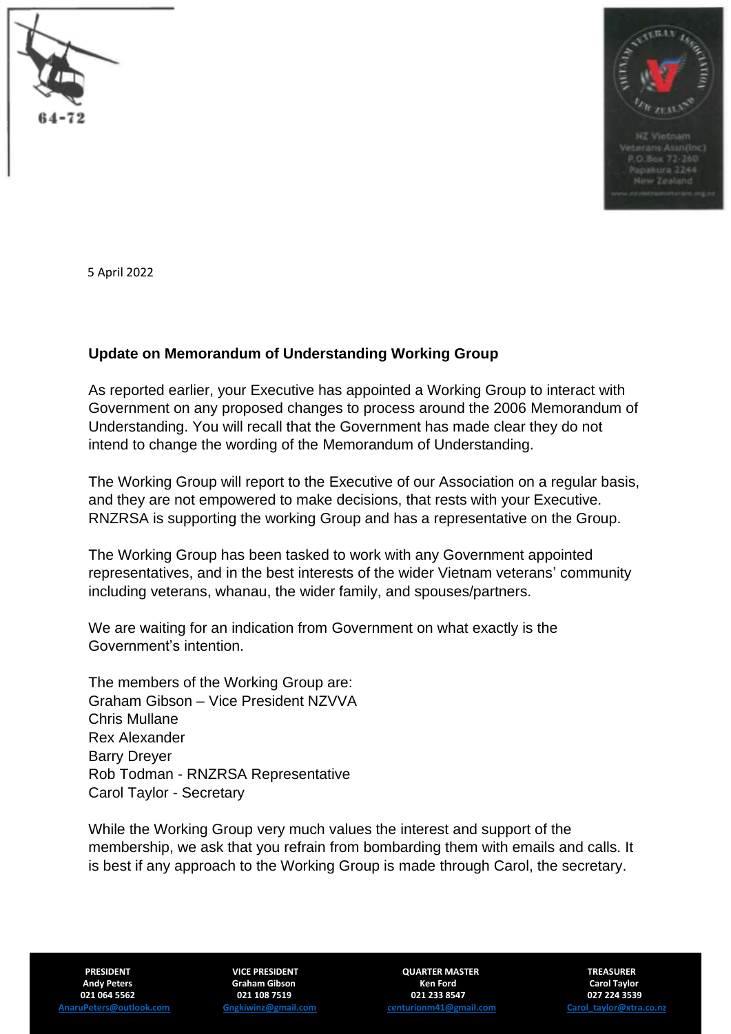64-72

NZ Vietnam Veterans Assn(Inc)
P.O.Box 72-260
Papakura 2244
New Zealand

5 April 2022

**Update on Memorandum of Understanding Working Group**

As reported earlier, your Executive has appointed a Working Group to interact with Government on any proposed changes to process around the 2006 Memorandum of Understanding. You will recall that the Government has made clear they do not intend to change the wording of the Memorandum of Understanding.

The Working Group will report to the Executive of our Association on a regular basis, and they are not empowered to make decisions, that rests with your Executive. RNZRSA is supporting the working Group and has a representative on the Group.

The Working Group has been tasked to work with any Government appointed representatives, and in the best interests of the wider Vietnam veterans' community including veterans, whanau, the wider family, and spouses/partners.

We are waiting for an indication from Government on what exactly is the Government's intention.

The members of the Working Group are:
Graham Gibson – Vice President NZVVA
Chris Mullane
Rex Alexander
Barry Dreyer
Rob Todman - RNZRSA Representative
Carol Taylor - Secretary

While the Working Group very much values the interest and support of the membership, we ask that you refrain from bombarding them with emails and calls. It is best if any approach to the Working Group is made through Carol, the secretary.

| **PRESIDENT** | **VICE PRESIDENT** | **QUARTER MASTER** | **TREASURER** |
|---|---|---|---|
| **Andy Peters** | **Graham Gibson** | **Ken Ford** | **Carol Taylor** |
| **021 064 5562** | **021 108 7519** | **021 233 8547** | **027 224 3539** |
| AnaruPeters@outlook.com | Gngkiwinz@gmail.com | centurionm41@gmail.com | Carol_taylor@xtra.co.nz |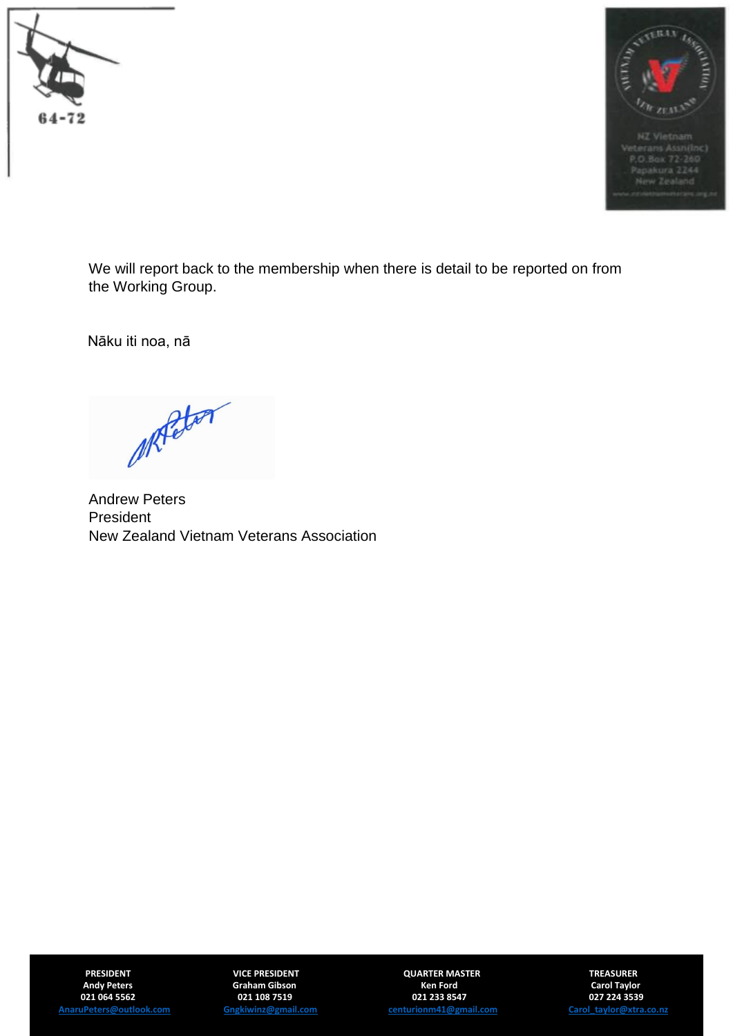We will report back to the membership when there is detail to be reported on from the Working Group.

Nāku iti noa, nā

Andrew Peters
President
New Zealand Vietnam Veterans Association